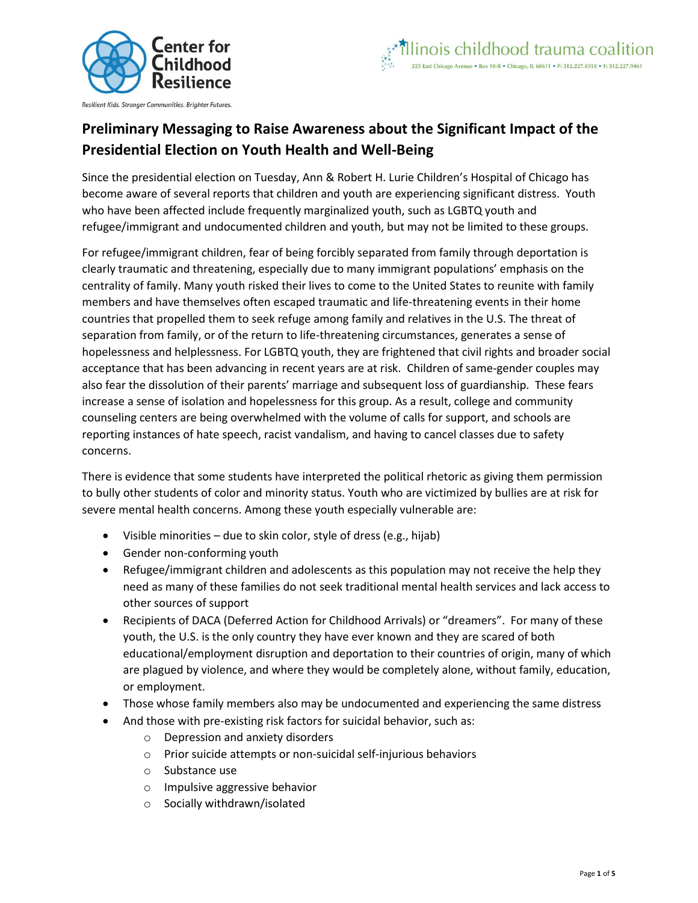Center for Childhood Resilience

*Resilient Kids. Stronger Communities. Brighter Futures.*

Illinois childhood trauma coalition

225 East Chicago Avenue • Box 10-B • Chicago, IL 60611 • P: 312.227.8318 • F: 312.227.9461

## Preliminary Messaging to Raise Awareness about the Significant Impact of the Presidential Election on Youth Health and Well-Being

Since the presidential election on Tuesday, Ann & Robert H. Lurie Children's Hospital of Chicago has become aware of several reports that children and youth are experiencing significant distress. Youth who have been affected include frequently marginalized youth, such as LGBTQ youth and refugee/immigrant and undocumented children and youth, but may not be limited to these groups.

For refugee/immigrant children, fear of being forcibly separated from family through deportation is clearly traumatic and threatening, especially due to many immigrant populations' emphasis on the centrality of family. Many youth risked their lives to come to the United States to reunite with family members and have themselves often escaped traumatic and life-threatening events in their home countries that propelled them to seek refuge among family and relatives in the U.S. The threat of separation from family, or of the return to life-threatening circumstances, generates a sense of hopelessness and helplessness. For LGBTQ youth, they are frightened that civil rights and broader social acceptance that has been advancing in recent years are at risk. Children of same-gender couples may also fear the dissolution of their parents' marriage and subsequent loss of guardianship. These fears increase a sense of isolation and hopelessness for this group. As a result, college and community counseling centers are being overwhelmed with the volume of calls for support, and schools are reporting instances of hate speech, racist vandalism, and having to cancel classes due to safety concerns.

There is evidence that some students have interpreted the political rhetoric as giving them permission to bully other students of color and minority status. Youth who are victimized by bullies are at risk for severe mental health concerns. Among these youth especially vulnerable are:

- Visible minorities – due to skin color, style of dress (e.g., hijab)
- Gender non-conforming youth
- Refugee/immigrant children and adolescents as this population may not receive the help they need as many of these families do not seek traditional mental health services and lack access to other sources of support
- Recipients of DACA (Deferred Action for Childhood Arrivals) or "dreamers". For many of these youth, the U.S. is the only country they have ever known and they are scared of both educational/employment disruption and deportation to their countries of origin, many of which are plagued by violence, and where they would be completely alone, without family, education, or employment.
- Those whose family members also may be undocumented and experiencing the same distress
- And those with pre-existing risk factors for suicidal behavior, such as:
    - Depression and anxiety disorders
    - Prior suicide attempts or non-suicidal self-injurious behaviors
    - Substance use
    - Impulsive aggressive behavior
    - Socially withdrawn/isolated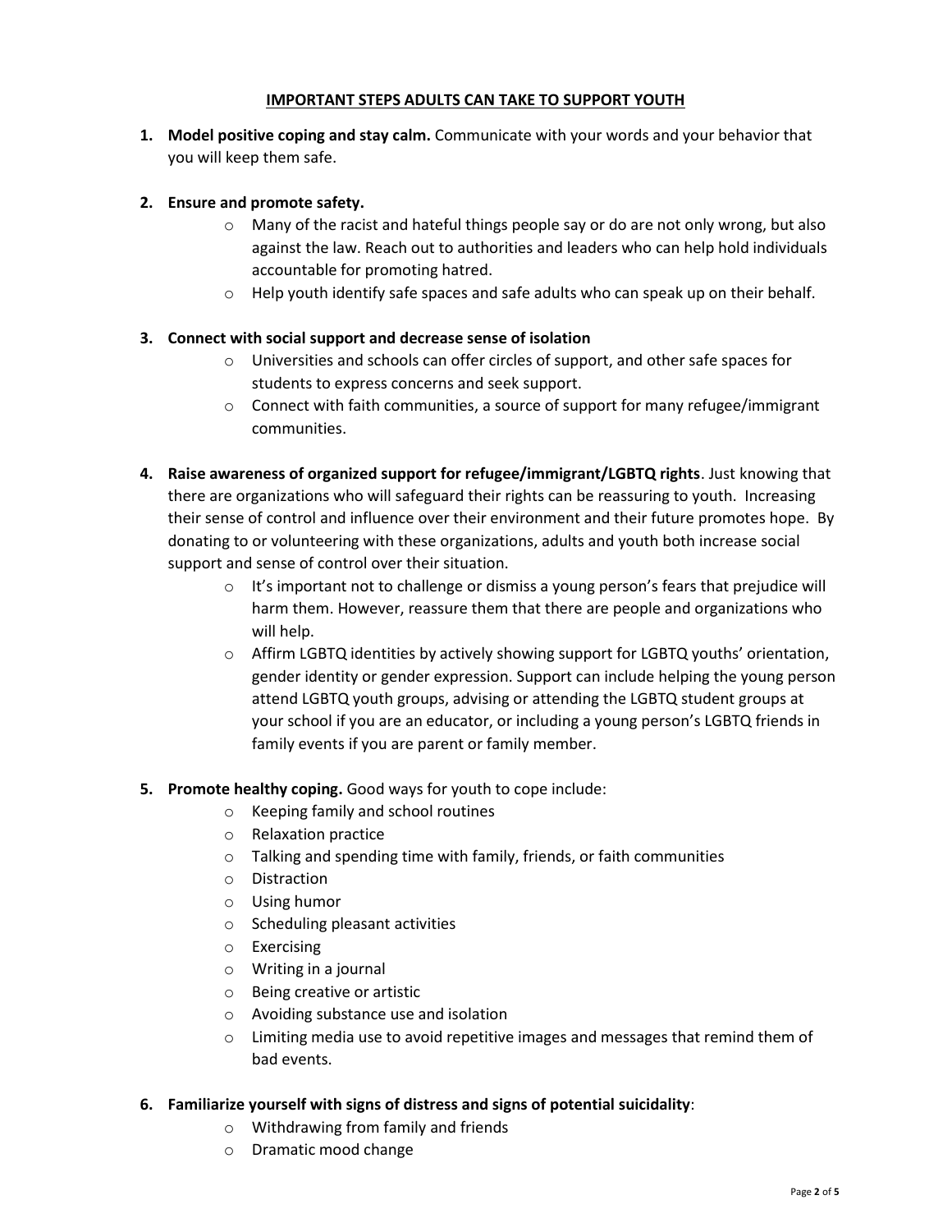## IMPORTANT STEPS ADULTS CAN TAKE TO SUPPORT YOUTH

1. **Model positive coping and stay calm.** Communicate with your words and your behavior that you will keep them safe.

2. **Ensure and promote safety.**
   - Many of the racist and hateful things people say or do are not only wrong, but also against the law. Reach out to authorities and leaders who can help hold individuals accountable for promoting hatred.
   - Help youth identify safe spaces and safe adults who can speak up on their behalf.

3. **Connect with social support and decrease sense of isolation**
   - Universities and schools can offer circles of support, and other safe spaces for students to express concerns and seek support.
   - Connect with faith communities, a source of support for many refugee/immigrant communities.

4. **Raise awareness of organized support for refugee/immigrant/LGBTQ rights**. Just knowing that there are organizations who will safeguard their rights can be reassuring to youth. Increasing their sense of control and influence over their environment and their future promotes hope. By donating to or volunteering with these organizations, adults and youth both increase social support and sense of control over their situation.
   - It's important not to challenge or dismiss a young person's fears that prejudice will harm them. However, reassure them that there are people and organizations who will help.
   - Affirm LGBTQ identities by actively showing support for LGBTQ youths' orientation, gender identity or gender expression. Support can include helping the young person attend LGBTQ youth groups, advising or attending the LGBTQ student groups at your school if you are an educator, or including a young person's LGBTQ friends in family events if you are parent or family member.

5. **Promote healthy coping.** Good ways for youth to cope include:
   - Keeping family and school routines
   - Relaxation practice
   - Talking and spending time with family, friends, or faith communities
   - Distraction
   - Using humor
   - Scheduling pleasant activities
   - Exercising
   - Writing in a journal
   - Being creative or artistic
   - Avoiding substance use and isolation
   - Limiting media use to avoid repetitive images and messages that remind them of bad events.

6. **Familiarize yourself with signs of distress and signs of potential suicidality**:
   - Withdrawing from family and friends
   - Dramatic mood change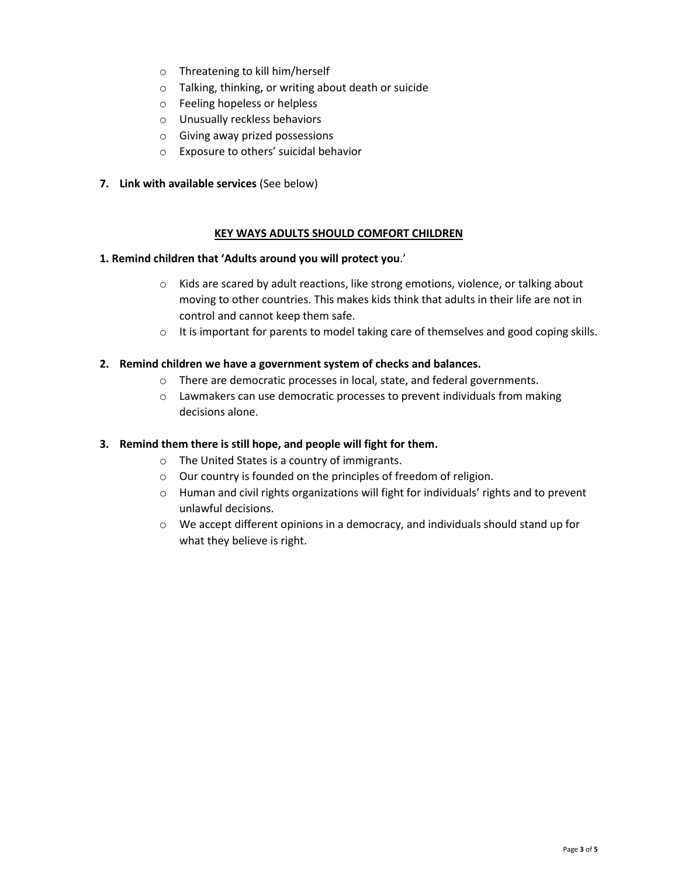- Threatening to kill him/herself
- Talking, thinking, or writing about death or suicide
- Feeling hopeless or helpless
- Unusually reckless behaviors
- Giving away prized possessions
- Exposure to others' suicidal behavior

7. **Link with available services** (See below)

## KEY WAYS ADULTS SHOULD COMFORT CHILDREN

**1. Remind children that 'Adults around you will protect you**.'

- Kids are scared by adult reactions, like strong emotions, violence, or talking about moving to other countries. This makes kids think that adults in their life are not in control and cannot keep them safe.
- It is important for parents to model taking care of themselves and good coping skills.

**2. Remind children we have a government system of checks and balances.**

- There are democratic processes in local, state, and federal governments.
- Lawmakers can use democratic processes to prevent individuals from making decisions alone.

**3. Remind them there is still hope, and people will fight for them.**

- The United States is a country of immigrants.
- Our country is founded on the principles of freedom of religion.
- Human and civil rights organizations will fight for individuals' rights and to prevent unlawful decisions.
- We accept different opinions in a democracy, and individuals should stand up for what they believe is right.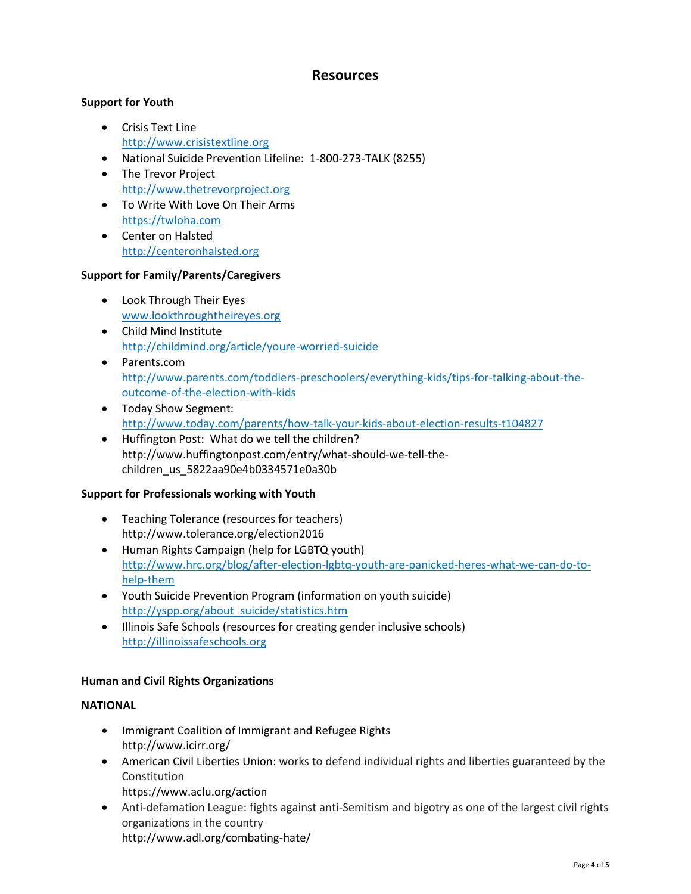# Resources

**Support for Youth**

- Crisis Text Line
  http://www.crisistextline.org
- National Suicide Prevention Lifeline: 1-800-273-TALK (8255)
- The Trevor Project
  http://www.thetrevorproject.org
- To Write With Love On Their Arms
  https://twloha.com
- Center on Halsted
  http://centeronhalsted.org

**Support for Family/Parents/Caregivers**

- Look Through Their Eyes
  www.lookthroughtheireyes.org
- Child Mind Institute
  http://childmind.org/article/youre-worried-suicide
- Parents.com
  http://www.parents.com/toddlers-preschoolers/everything-kids/tips-for-talking-about-the-outcome-of-the-election-with-kids
- Today Show Segment:
  http://www.today.com/parents/how-talk-your-kids-about-election-results-t104827
- Huffington Post: What do we tell the children?
  http://www.huffingtonpost.com/entry/what-should-we-tell-the-children_us_5822aa90e4b0334571e0a30b

**Support for Professionals working with Youth**

- Teaching Tolerance (resources for teachers)
  http://www.tolerance.org/election2016
- Human Rights Campaign (help for LGBTQ youth)
  http://www.hrc.org/blog/after-election-lgbtq-youth-are-panicked-heres-what-we-can-do-to-help-them
- Youth Suicide Prevention Program (information on youth suicide)
  http://yspp.org/about_suicide/statistics.htm
- Illinois Safe Schools (resources for creating gender inclusive schools)
  http://illinoissafeschools.org

**Human and Civil Rights Organizations**

**NATIONAL**

- Immigrant Coalition of Immigrant and Refugee Rights
  http://www.icirr.org/
- American Civil Liberties Union: works to defend individual rights and liberties guaranteed by the Constitution
  https://www.aclu.org/action
- Anti-defamation League: fights against anti-Semitism and bigotry as one of the largest civil rights organizations in the country
  http://www.adl.org/combating-hate/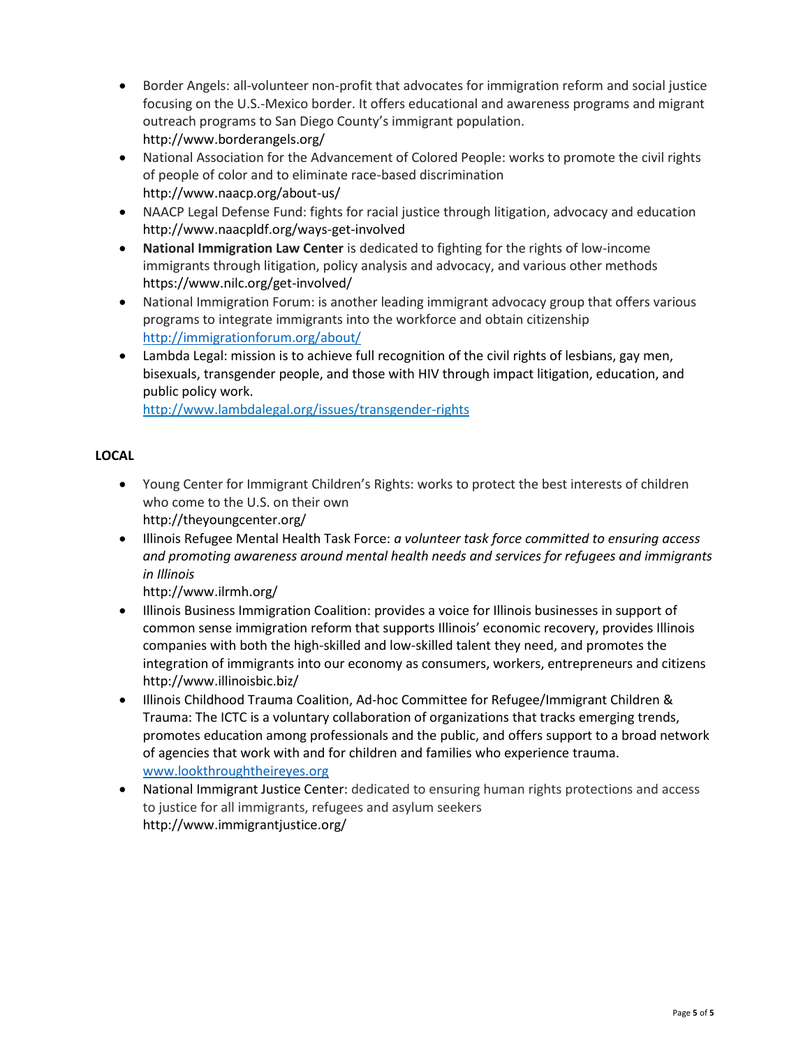- Border Angels: all-volunteer non-profit that advocates for immigration reform and social justice focusing on the U.S.-Mexico border. It offers educational and awareness programs and migrant outreach programs to San Diego County's immigrant population. http://www.borderangels.org/
- National Association for the Advancement of Colored People: works to promote the civil rights of people of color and to eliminate race-based discrimination http://www.naacp.org/about-us/
- NAACP Legal Defense Fund: fights for racial justice through litigation, advocacy and education http://www.naacpldf.org/ways-get-involved
- **National Immigration Law Center** is dedicated to fighting for the rights of low-income immigrants through litigation, policy analysis and advocacy, and various other methods https://www.nilc.org/get-involved/
- National Immigration Forum: is another leading immigrant advocacy group that offers various programs to integrate immigrants into the workforce and obtain citizenship http://immigrationforum.org/about/
- Lambda Legal: mission is to achieve full recognition of the civil rights of lesbians, gay men, bisexuals, transgender people, and those with HIV through impact litigation, education, and public policy work. http://www.lambdalegal.org/issues/transgender-rights

**LOCAL**

- Young Center for Immigrant Children's Rights: works to protect the best interests of children who come to the U.S. on their own http://theyoungcenter.org/
- Illinois Refugee Mental Health Task Force: *a volunteer task force committed to ensuring access and promoting awareness around mental health needs and services for refugees and immigrants in Illinois* http://www.ilrmh.org/
- Illinois Business Immigration Coalition: provides a voice for Illinois businesses in support of common sense immigration reform that supports Illinois' economic recovery, provides Illinois companies with both the high-skilled and low-skilled talent they need, and promotes the integration of immigrants into our economy as consumers, workers, entrepreneurs and citizens http://www.illinoisbic.biz/
- Illinois Childhood Trauma Coalition, Ad-hoc Committee for Refugee/Immigrant Children & Trauma: The ICTC is a voluntary collaboration of organizations that tracks emerging trends, promotes education among professionals and the public, and offers support to a broad network of agencies that work with and for children and families who experience trauma. www.lookthroughtheireyes.org
- National Immigrant Justice Center: dedicated to ensuring human rights protections and access to justice for all immigrants, refugees and asylum seekers http://www.immigrantjustice.org/